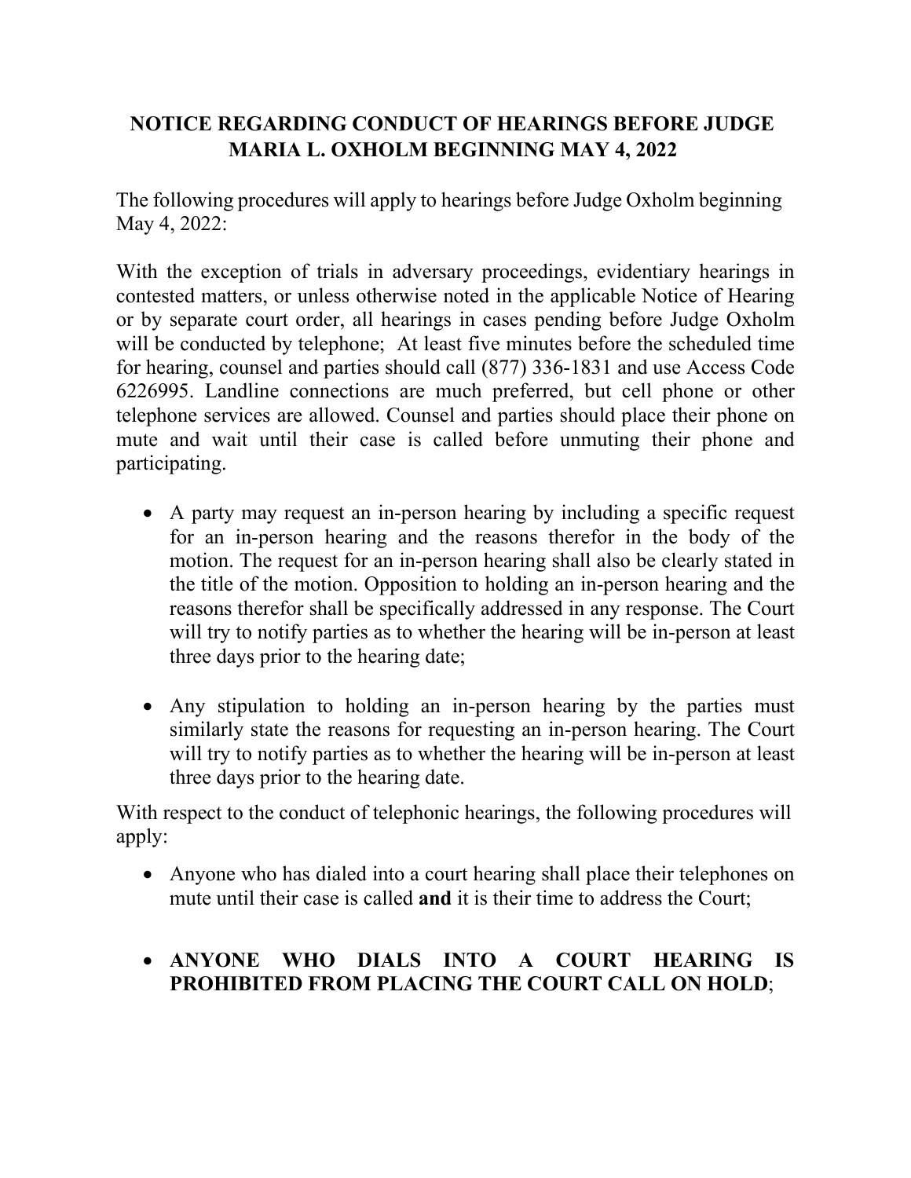# NOTICE REGARDING CONDUCT OF HEARINGS BEFORE JUDGE MARIA L. OXHOLM BEGINNING MAY 4, 2022

The following procedures will apply to hearings before Judge Oxholm beginning May 4, 2022:

With the exception of trials in adversary proceedings, evidentiary hearings in contested matters, or unless otherwise noted in the applicable Notice of Hearing or by separate court order, all hearings in cases pending before Judge Oxholm will be conducted by telephone; At least five minutes before the scheduled time for hearing, counsel and parties should call (877) 336-1831 and use Access Code 6226995. Landline connections are much preferred, but cell phone or other telephone services are allowed. Counsel and parties should place their phone on mute and wait until their case is called before unmuting their phone and participating.

- A party may request an in-person hearing by including a specific request for an in-person hearing and the reasons therefor in the body of the motion. The request for an in-person hearing shall also be clearly stated in the title of the motion. Opposition to holding an in-person hearing and the reasons therefor shall be specifically addressed in any response. The Court will try to notify parties as to whether the hearing will be in-person at least three days prior to the hearing date;

- Any stipulation to holding an in-person hearing by the parties must similarly state the reasons for requesting an in-person hearing. The Court will try to notify parties as to whether the hearing will be in-person at least three days prior to the hearing date.

With respect to the conduct of telephonic hearings, the following procedures will apply:

- Anyone who has dialed into a court hearing shall place their telephones on mute until their case is called **and** it is their time to address the Court;

- **ANYONE WHO DIALS INTO A COURT HEARING IS PROHIBITED FROM PLACING THE COURT CALL ON HOLD**;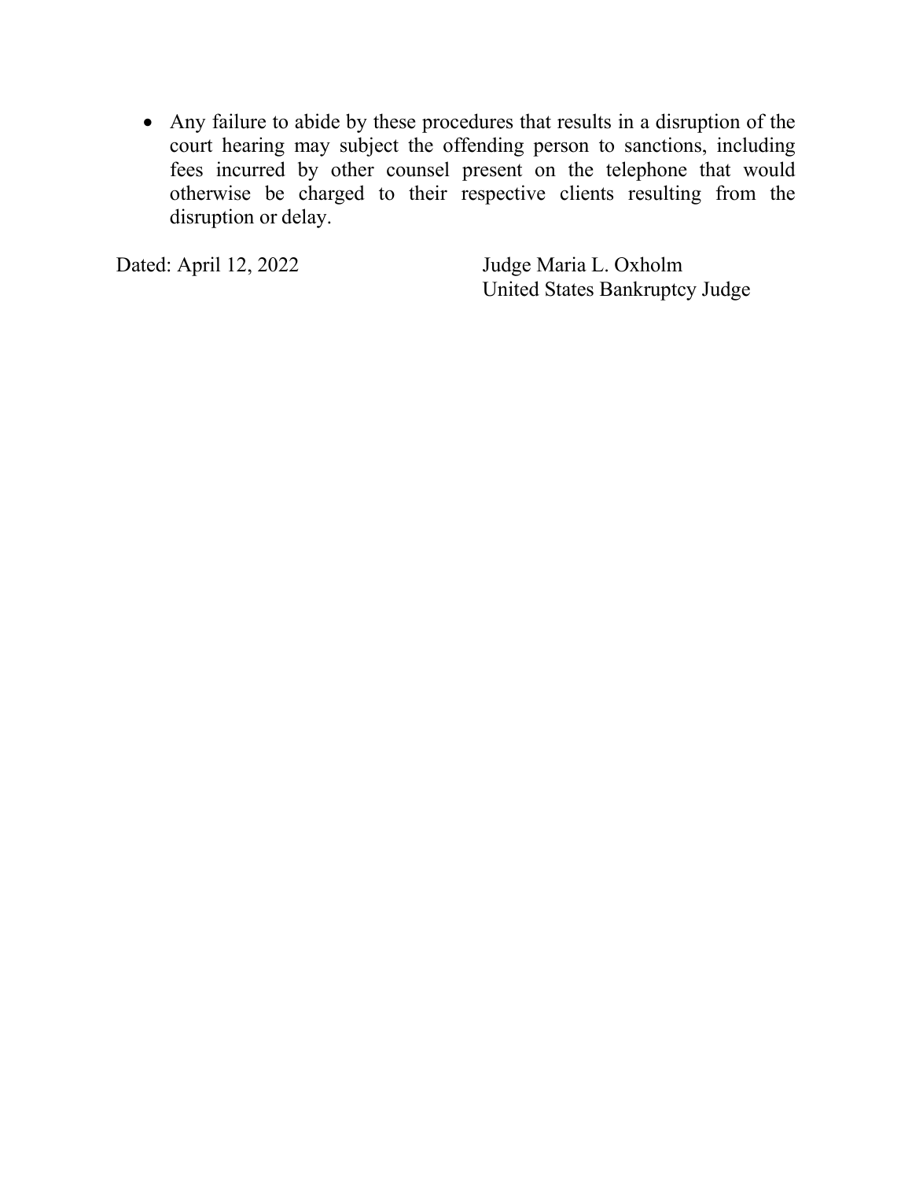- Any failure to abide by these procedures that results in a disruption of the court hearing may subject the offending person to sanctions, including fees incurred by other counsel present on the telephone that would otherwise be charged to their respective clients resulting from the disruption or delay.

Dated: April 12, 2022

Judge Maria L. Oxholm
United States Bankruptcy Judge